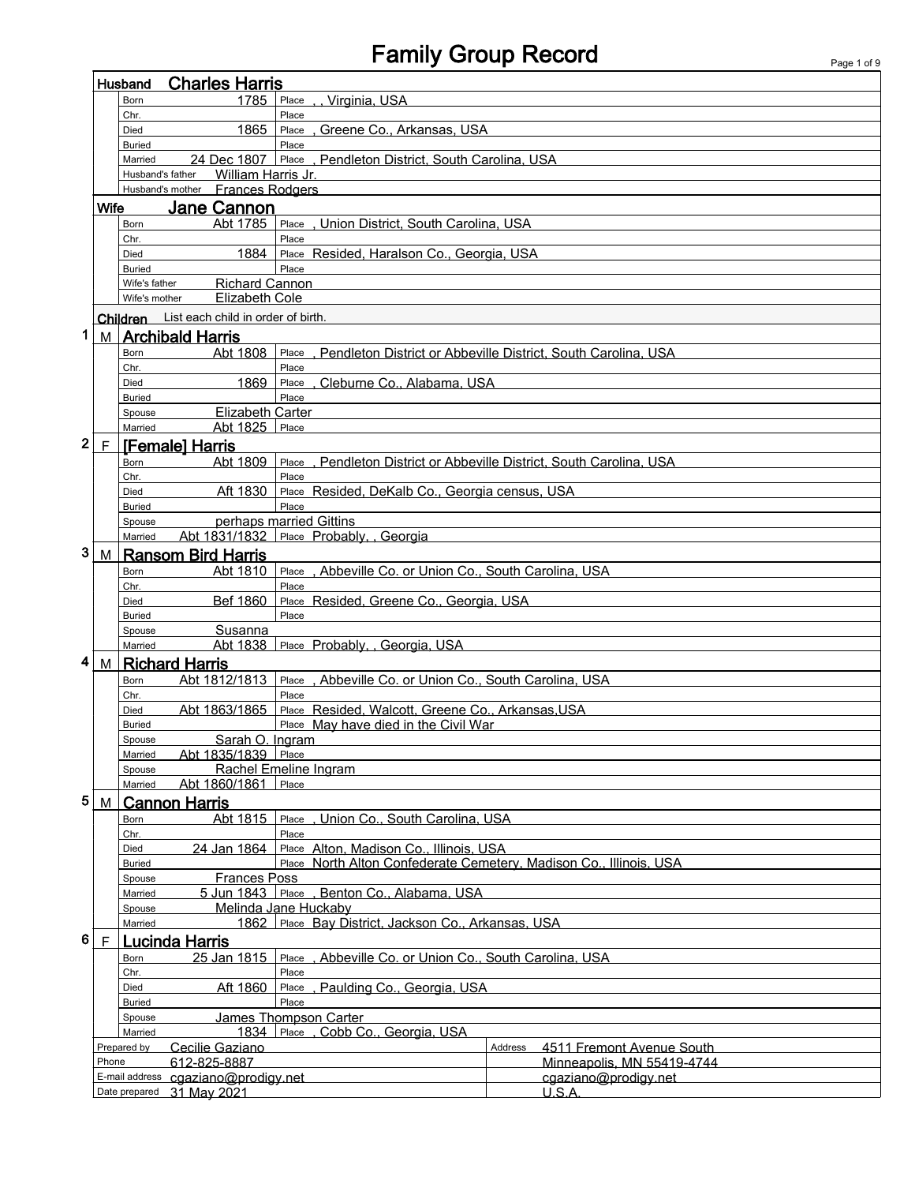# Family Group Record

## Husband Charles Harris

| | | | |
|---|---|---|---|
| Born | 1785 | Place | , , Virginia, USA |
| Chr. | | Place | |
| Died | 1865 | Place | , Greene Co., Arkansas, USA |
| Buried | | Place | |
| Married | 24 Dec 1807 | Place | , Pendleton District, South Carolina, USA |
| Husband's father | William Harris Jr. | | |
| Husband's mother | Frances Rodgers | | |

## Wife Jane Cannon

| | | | |
|---|---|---|---|
| Born | Abt 1785 | Place | , Union District, South Carolina, USA |
| Chr. | | Place | |
| Died | 1884 | Place | Resided, Haralson Co., Georgia, USA |
| Buried | | Place | |
| Wife's father | Richard Cannon | | |
| Wife's mother | Elizabeth Cole | | |

## Children

List each child in order of birth.

### 1 M Archibald Harris

| | | | |
|---|---|---|---|
| Born | Abt 1808 | Place | , Pendleton District or Abbeville District, South Carolina, USA |
| Chr. | | Place | |
| Died | 1869 | Place | , Cleburne Co., Alabama, USA |
| Buried | | Place | |
| Spouse | Elizabeth Carter | | |
| Married | Abt 1825 | Place | |

### 2 F [Female] Harris

| | | | |
|---|---|---|---|
| Born | Abt 1809 | Place | , Pendleton District or Abbeville District, South Carolina, USA |
| Chr. | | Place | |
| Died | Aft 1830 | Place | Resided, DeKalb Co., Georgia census, USA |
| Buried | | Place | |
| Spouse | perhaps married Gittins | | |
| Married | Abt 1831/1832 | Place | Probably, , Georgia |

### 3 M Ransom Bird Harris

| | | | |
|---|---|---|---|
| Born | Abt 1810 | Place | , Abbeville Co. or Union Co., South Carolina, USA |
| Chr. | | Place | |
| Died | Bef 1860 | Place | Resided, Greene Co., Georgia, USA |
| Buried | | Place | |
| Spouse | Susanna | | |
| Married | Abt 1838 | Place | Probably, , Georgia, USA |

### 4 M Richard Harris

| | | | |
|---|---|---|---|
| Born | Abt 1812/1813 | Place | , Abbeville Co. or Union Co., South Carolina, USA |
| Chr. | | Place | |
| Died | Abt 1863/1865 | Place | Resided, Walcott, Greene Co., Arkansas,USA |
| Buried | | Place | May have died in the Civil War |
| Spouse | Sarah O. Ingram | | |
| Married | Abt 1835/1839 | Place | |
| Spouse | Rachel Emeline Ingram | | |
| Married | Abt 1860/1861 | Place | |

### 5 M Cannon Harris

| | | | |
|---|---|---|---|
| Born | Abt 1815 | Place | , Union Co., South Carolina, USA |
| Chr. | | Place | |
| Died | 24 Jan 1864 | Place | Alton, Madison Co., Illinois, USA |
| Buried | | Place | North Alton Confederate Cemetery, Madison Co., Illinois, USA |
| Spouse | Frances Poss | | |
| Married | 5 Jun 1843 | Place | , Benton Co., Alabama, USA |
| Spouse | Melinda Jane Huckaby | | |
| Married | 1862 | Place | Bay District, Jackson Co., Arkansas, USA |

### 6 F Lucinda Harris

| | | | |
|---|---|---|---|
| Born | 25 Jan 1815 | Place | , Abbeville Co. or Union Co., South Carolina, USA |
| Chr. | | Place | |
| Died | Aft 1860 | Place | , Paulding Co., Georgia, USA |
| Buried | | Place | |
| Spouse | James Thompson Carter | | |
| Married | 1834 | Place | , Cobb Co., Georgia, USA |

| | | | |
|---|---|---|---|
| Prepared by | Cecilie Gaziano | Address | 4511 Fremont Avenue South |
| Phone | 612-825-8887 | | Minneapolis, MN 55419-4744 |
| E-mail address | cgaziano@prodigy.net | | cgaziano@prodigy.net |
| Date prepared | 31 May 2021 | | U.S.A. |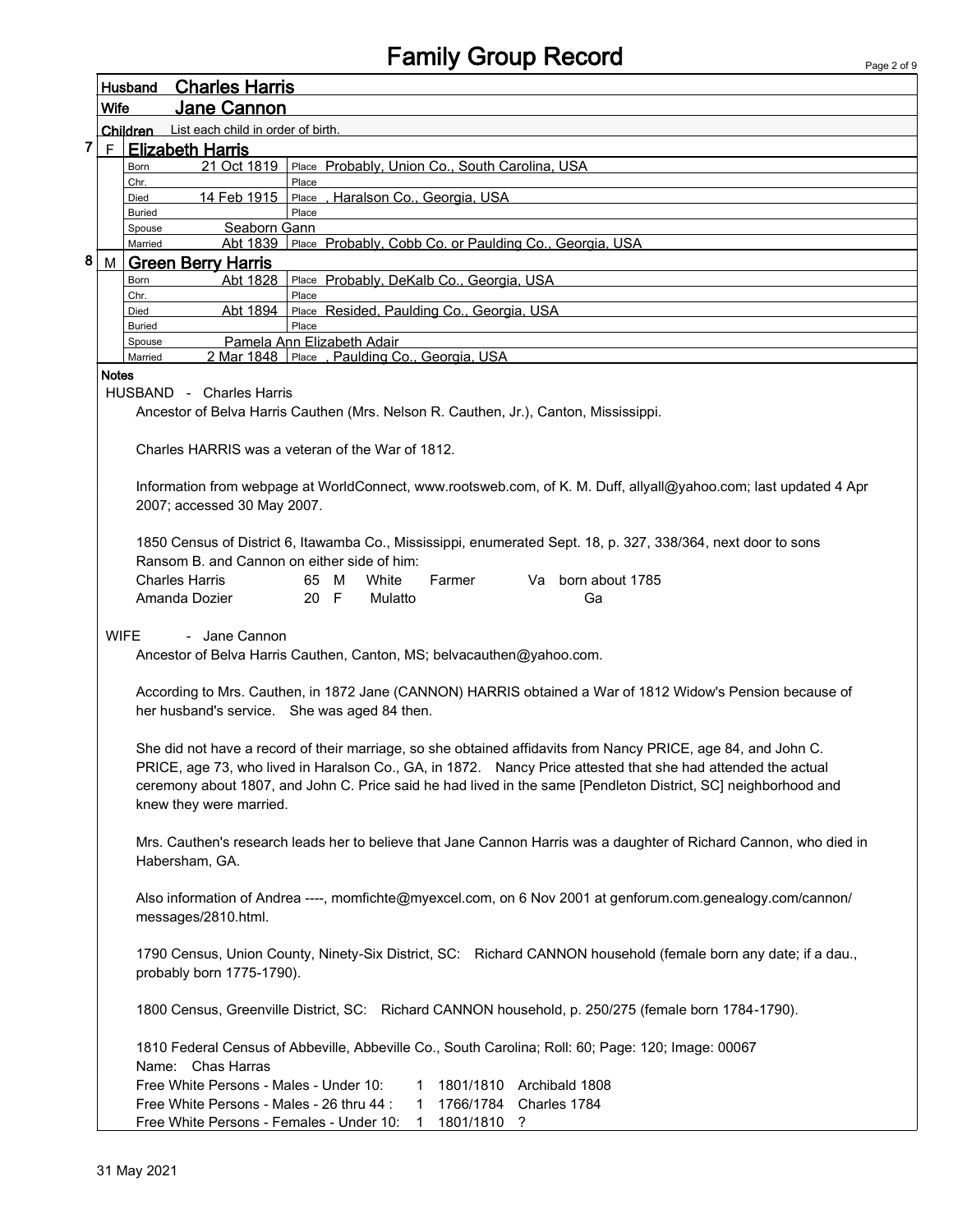# Family Group Record

**Husband** Charles Harris

**Wife** Jane Cannon

**Children** List each child in order of birth.

**7** F **Elizabeth Harris**

| | | |
|---|---|---|
| Born | 21 Oct 1819 | Place Probably, Union Co., South Carolina, USA |
| Chr. | | Place |
| Died | 14 Feb 1915 | Place , Haralson Co., Georgia, USA |
| Buried | | Place |
| Spouse | Seaborn Gann | |
| Married | Abt 1839 | Place Probably, Cobb Co. or Paulding Co., Georgia, USA |

**8** M **Green Berry Harris**

| | | |
|---|---|---|
| Born | Abt 1828 | Place Probably, DeKalb Co., Georgia, USA |
| Chr. | | Place |
| Died | Abt 1894 | Place Resided, Paulding Co., Georgia, USA |
| Buried | | Place |
| Spouse | Pamela Ann Elizabeth Adair | |
| Married | 2 Mar 1848 | Place , Paulding Co., Georgia, USA |

**Notes**

HUSBAND - Charles Harris

Ancestor of Belva Harris Cauthen (Mrs. Nelson R. Cauthen, Jr.), Canton, Mississippi.

Charles HARRIS was a veteran of the War of 1812.

Information from webpage at WorldConnect, www.rootsweb.com, of K. M. Duff, allyall@yahoo.com; last updated 4 Apr 2007; accessed 30 May 2007.

1850 Census of District 6, Itawamba Co., Mississippi, enumerated Sept. 18, p. 327, 338/364, next door to sons Ransom B. and Cannon on either side of him:

| | | | | | | |
|---|---|---|---|---|---|---|
| Charles Harris | 65 | M | White | Farmer | Va | born about 1785 |
| Amanda Dozier | 20 | F | Mulatto | | Ga | |

WIFE - Jane Cannon

Ancestor of Belva Harris Cauthen, Canton, MS; belvacauthen@yahoo.com.

According to Mrs. Cauthen, in 1872 Jane (CANNON) HARRIS obtained a War of 1812 Widow's Pension because of her husband's service. She was aged 84 then.

She did not have a record of their marriage, so she obtained affidavits from Nancy PRICE, age 84, and John C. PRICE, age 73, who lived in Haralson Co., GA, in 1872. Nancy Price attested that she had attended the actual ceremony about 1807, and John C. Price said he had lived in the same [Pendleton District, SC] neighborhood and knew they were married.

Mrs. Cauthen's research leads her to believe that Jane Cannon Harris was a daughter of Richard Cannon, who died in Habersham, GA.

Also information of Andrea ----, momfichte@myexcel.com, on 6 Nov 2001 at genforum.com.genealogy.com/cannon/messages/2810.html.

1790 Census, Union County, Ninety-Six District, SC: Richard CANNON household (female born any date; if a dau., probably born 1775-1790).

1800 Census, Greenville District, SC: Richard CANNON household, p. 250/275 (female born 1784-1790).

1810 Federal Census of Abbeville, Abbeville Co., South Carolina; Roll: 60; Page: 120; Image: 00067

Name: Chas Harras

| | | | |
|---|---|---|---|
| Free White Persons - Males - Under 10: | 1 | 1801/1810 | Archibald 1808 |
| Free White Persons - Males - 26 thru 44 : | 1 | 1766/1784 | Charles 1784 |
| Free White Persons - Females - Under 10: | 1 | 1801/1810 | ? |

31 May 2021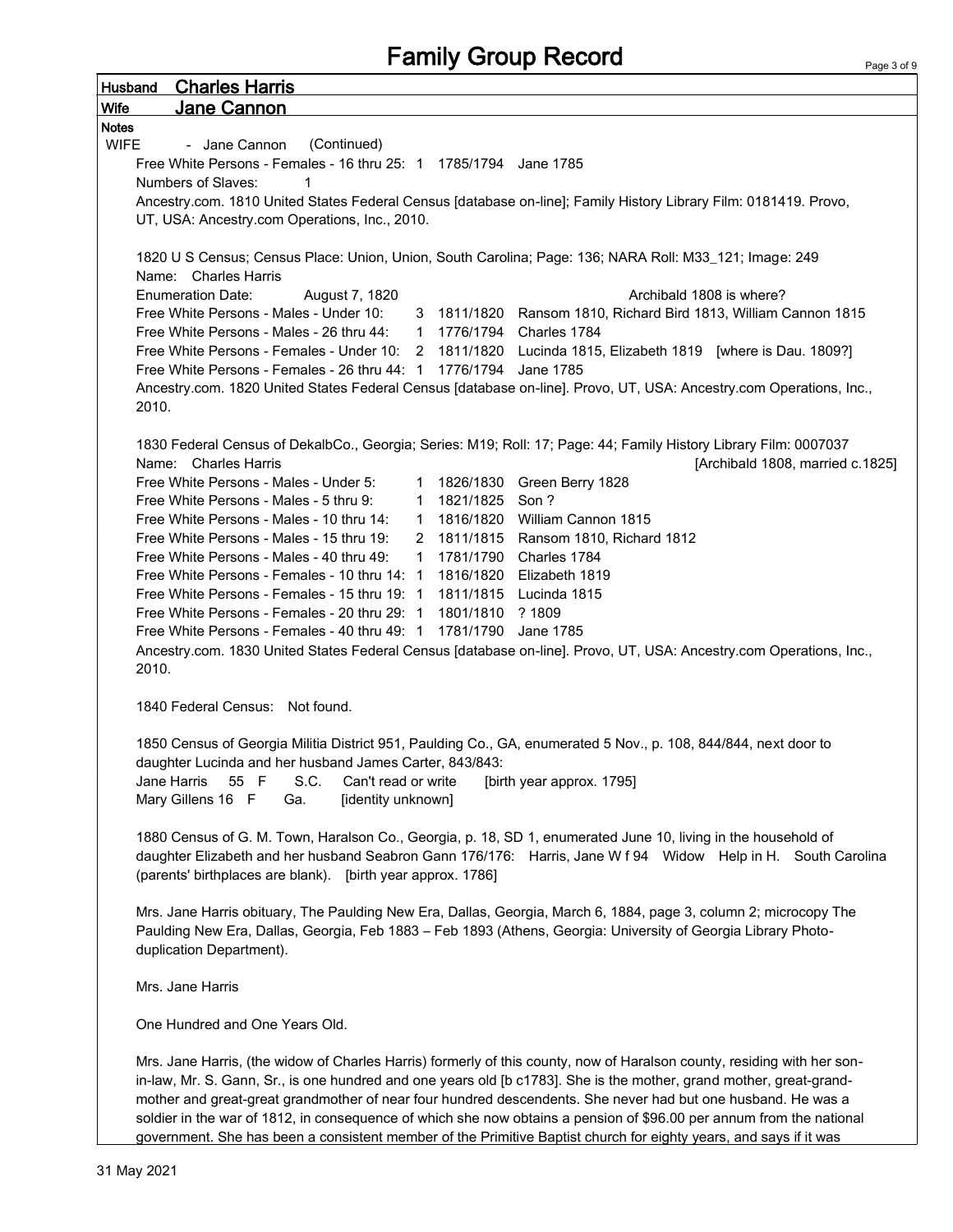# Family Group Record

**Husband** Charles Harris

**Wife** Jane Cannon

**Notes**

WIFE - Jane Cannon (Continued)

Free White Persons - Females - 16 thru 25: 1 1785/1794 Jane 1785
Numbers of Slaves: 1
Ancestry.com. 1810 United States Federal Census [database on-line]; Family History Library Film: 0181419. Provo, UT, USA: Ancestry.com Operations, Inc., 2010.

1820 U S Census; Census Place: Union, Union, South Carolina; Page: 136; NARA Roll: M33_121; Image: 249
Name: Charles Harris
Enumeration Date: August 7, 1820 Archibald 1808 is where?

| | | | |
|---|---|---|---|
| Free White Persons - Males - Under 10: | 3 | 1811/1820 | Ransom 1810, Richard Bird 1813, William Cannon 1815 |
| Free White Persons - Males - 26 thru 44: | 1 | 1776/1794 | Charles 1784 |
| Free White Persons - Females - Under 10: | 2 | 1811/1820 | Lucinda 1815, Elizabeth 1819 [where is Dau. 1809?] |
| Free White Persons - Females - 26 thru 44: | 1 | 1776/1794 | Jane 1785 |

Ancestry.com. 1820 United States Federal Census [database on-line]. Provo, UT, USA: Ancestry.com Operations, Inc., 2010.

1830 Federal Census of DekalbCo., Georgia; Series: M19; Roll: 17; Page: 44; Family History Library Film: 0007037
Name: Charles Harris [Archibald 1808, married c.1825]

| | | | |
|---|---|---|---|
| Free White Persons - Males - Under 5: | 1 | 1826/1830 | Green Berry 1828 |
| Free White Persons - Males - 5 thru 9: | 1 | 1821/1825 | Son ? |
| Free White Persons - Males - 10 thru 14: | 1 | 1816/1820 | William Cannon 1815 |
| Free White Persons - Males - 15 thru 19: | 2 | 1811/1815 | Ransom 1810, Richard 1812 |
| Free White Persons - Males - 40 thru 49: | 1 | 1781/1790 | Charles 1784 |
| Free White Persons - Females - 10 thru 14: | 1 | 1816/1820 | Elizabeth 1819 |
| Free White Persons - Females - 15 thru 19: | 1 | 1811/1815 | Lucinda 1815 |
| Free White Persons - Females - 20 thru 29: | 1 | 1801/1810 | ? 1809 |
| Free White Persons - Females - 40 thru 49: | 1 | 1781/1790 | Jane 1785 |

Ancestry.com. 1830 United States Federal Census [database on-line]. Provo, UT, USA: Ancestry.com Operations, Inc., 2010.

1840 Federal Census: Not found.

1850 Census of Georgia Militia District 951, Paulding Co., GA, enumerated 5 Nov., p. 108, 844/844, next door to daughter Lucinda and her husband James Carter, 843/843:
Jane Harris 55 F S.C. Can't read or write [birth year approx. 1795]
Mary Gillens 16 F Ga. [identity unknown]

1880 Census of G. M. Town, Haralson Co., Georgia, p. 18, SD 1, enumerated June 10, living in the household of daughter Elizabeth and her husband Seabron Gann 176/176: Harris, Jane W f 94 Widow Help in H. South Carolina (parents' birthplaces are blank). [birth year approx. 1786]

Mrs. Jane Harris obituary, The Paulding New Era, Dallas, Georgia, March 6, 1884, page 3, column 2; microcopy The Paulding New Era, Dallas, Georgia, Feb 1883 – Feb 1893 (Athens, Georgia: University of Georgia Library Photo-duplication Department).

Mrs. Jane Harris

One Hundred and One Years Old.

Mrs. Jane Harris, (the widow of Charles Harris) formerly of this county, now of Haralson county, residing with her son-in-law, Mr. S. Gann, Sr., is one hundred and one years old [b c1783]. She is the mother, grand mother, great-grand-mother and great-great grandmother of near four hundred descendents. She never had but one husband. He was a soldier in the war of 1812, in consequence of which she now obtains a pension of $96.00 per annum from the national government. She has been a consistent member of the Primitive Baptist church for eighty years, and says if it was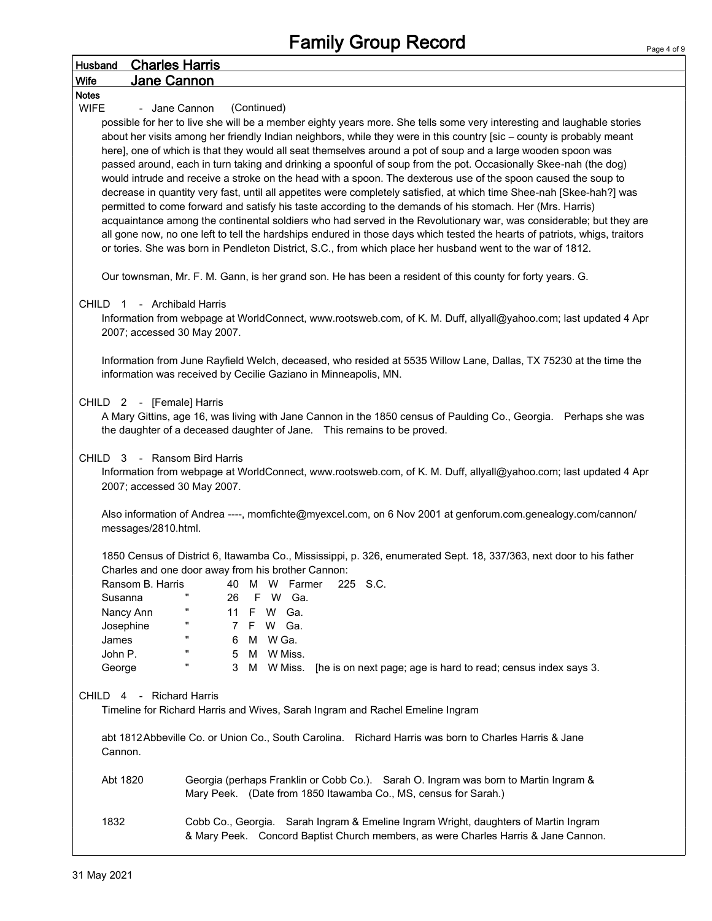# Family Group Record

**Husband** Charles Harris

**Wife** Jane Cannon

**Notes**

WIFE - Jane Cannon (Continued)

possible for her to live she will be a member eighty years more. She tells some very interesting and laughable stories about her visits among her friendly Indian neighbors, while they were in this country [sic – county is probably meant here], one of which is that they would all seat themselves around a pot of soup and a large wooden spoon was passed around, each in turn taking and drinking a spoonful of soup from the pot. Occasionally Skee-nah (the dog) would intrude and receive a stroke on the head with a spoon. The dexterous use of the spoon caused the soup to decrease in quantity very fast, until all appetites were completely satisfied, at which time Shee-nah [Skee-hah?] was permitted to come forward and satisfy his taste according to the demands of his stomach. Her (Mrs. Harris) acquaintance among the continental soldiers who had served in the Revolutionary war, was considerable; but they are all gone now, no one left to tell the hardships endured in those days which tested the hearts of patriots, whigs, traitors or tories. She was born in Pendleton District, S.C., from which place her husband went to the war of 1812.

Our townsman, Mr. F. M. Gann, is her grand son. He has been a resident of this county for forty years. G.

CHILD 1 - Archibald Harris

Information from webpage at WorldConnect, www.rootsweb.com, of K. M. Duff, allyall@yahoo.com; last updated 4 Apr 2007; accessed 30 May 2007.

Information from June Rayfield Welch, deceased, who resided at 5535 Willow Lane, Dallas, TX 75230 at the time the information was received by Cecilie Gaziano in Minneapolis, MN.

CHILD 2 - [Female] Harris

A Mary Gittins, age 16, was living with Jane Cannon in the 1850 census of Paulding Co., Georgia. Perhaps she was the daughter of a deceased daughter of Jane. This remains to be proved.

CHILD 3 - Ransom Bird Harris

Information from webpage at WorldConnect, www.rootsweb.com, of K. M. Duff, allyall@yahoo.com; last updated 4 Apr 2007; accessed 30 May 2007.

Also information of Andrea ----, momfichte@myexcel.com, on 6 Nov 2001 at genforum.com.genealogy.com/cannon/messages/2810.html.

1850 Census of District 6, Itawamba Co., Mississippi, p. 326, enumerated Sept. 18, 337/363, next door to his father Charles and one door away from his brother Cannon:

| Name | | Age | Sex | Race | Occupation | Value | Birthplace |
|---|---|---|---|---|---|---|---|
| Ransom B. Harris | | 40 | M | W | Farmer | 225 | S.C. |
| Susanna | " | 26 | F | W | | | Ga. |
| Nancy Ann | " | 11 | F | W | | | Ga. |
| Josephine | " | 7 | F | W | | | Ga. |
| James | " | 6 | M | W | | | Ga. |
| John P. | " | 5 | M | W | | | Miss. |
| George | " | 3 | M | W | | | Miss. [he is on next page; age is hard to read; census index says 3. |

CHILD 4 - Richard Harris

Timeline for Richard Harris and Wives, Sarah Ingram and Rachel Emeline Ingram

abt 1812 Abbeville Co. or Union Co., South Carolina. Richard Harris was born to Charles Harris & Jane Cannon.

Abt 1820 Georgia (perhaps Franklin or Cobb Co.). Sarah O. Ingram was born to Martin Ingram & Mary Peek. (Date from 1850 Itawamba Co., MS, census for Sarah.)

1832 Cobb Co., Georgia. Sarah Ingram & Emeline Ingram Wright, daughters of Martin Ingram & Mary Peek. Concord Baptist Church members, as were Charles Harris & Jane Cannon.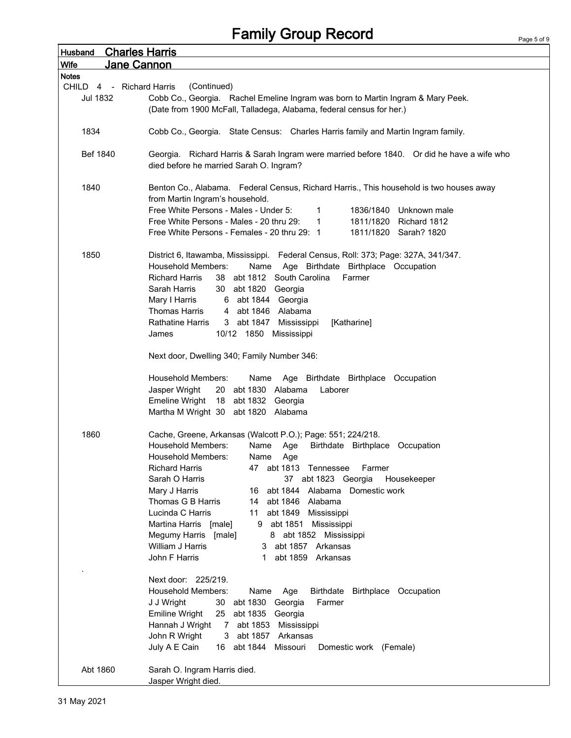# Family Group Record

**Husband** Charles Harris

**Wife** Jane Cannon

**Notes**

CHILD 4 - Richard Harris (Continued)

**Jul 1832**
Cobb Co., Georgia. Rachel Emeline Ingram was born to Martin Ingram & Mary Peek.
(Date from 1900 McFall, Talladega, Alabama, federal census for her.)

**1834**
Cobb Co., Georgia. State Census: Charles Harris family and Martin Ingram family.

**Bef 1840**
Georgia. Richard Harris & Sarah Ingram were married before 1840. Or did he have a wife who died before he married Sarah O. Ingram?

**1840**
Benton Co., Alabama. Federal Census, Richard Harris., This household is two houses away from Martin Ingram's household.

| | | | |
|---|---|---|---|
| Free White Persons - Males - Under 5: | 1 | 1836/1840 | Unknown male |
| Free White Persons - Males - 20 thru 29: | 1 | 1811/1820 | Richard 1812 |
| Free White Persons - Females - 20 thru 29: | 1 | 1811/1820 | Sarah? 1820 |

**1850**
District 6, Itawamba, Mississippi. Federal Census, Roll: 373; Page: 327A, 341/347.

| Household Members: Name | Age | Birthdate | Birthplace | Occupation |
|---|---|---|---|---|
| Richard Harris | 38 | abt 1812 | South Carolina | Farmer |
| Sarah Harris | 30 | abt 1820 | Georgia | |
| Mary I Harris | 6 | abt 1844 | Georgia | |
| Thomas Harris | 4 | abt 1846 | Alabama | |
| Rathatine Harris | 3 | abt 1847 | Mississippi | [Katharine] |
| James | 10/12 | 1850 | Mississippi | |

Next door, Dwelling 340; Family Number 346:

| Household Members: Name | Age | Birthdate | Birthplace | Occupation |
|---|---|---|---|---|
| Jasper Wright | 20 | abt 1830 | Alabama | Laborer |
| Emeline Wright | 18 | abt 1832 | Georgia | |
| Martha M Wright | 30 | abt 1820 | Alabama | |

**1860**
Cache, Greene, Arkansas (Walcott P.O.); Page: 551; 224/218.

| Household Members: Name | Age | Birthdate | Birthplace | Occupation |
|---|---|---|---|---|
| Household Members: Name | Age | | | |
| Richard Harris | 47 | abt 1813 | Tennessee | Farmer |
| Sarah O Harris | 37 | abt 1823 | Georgia | Housekeeper |
| Mary J Harris | 16 | abt 1844 | Alabama | Domestic work |
| Thomas G B Harris | 14 | abt 1846 | Alabama | |
| Lucinda C Harris | 11 | abt 1849 | Mississippi | |
| Martina Harris [male] | 9 | abt 1851 | Mississippi | |
| Megumy Harris [male] | 8 | abt 1852 | Mississippi | |
| William J Harris | 3 | abt 1857 | Arkansas | |
| John F Harris | 1 | abt 1859 | Arkansas | |

.

Next door: 225/219.

| Household Members: Name | Age | Birthdate | Birthplace | Occupation |
|---|---|---|---|---|
| J J Wright | 30 | abt 1830 | Georgia | Farmer |
| Emiline Wright | 25 | abt 1835 | Georgia | |
| Hannah J Wright | 7 | abt 1853 | Mississippi | |
| John R Wright | 3 | abt 1857 | Arkansas | |
| July A E Cain | 16 | abt 1844 | Missouri | Domestic work (Female) |

**Abt 1860**
Sarah O. Ingram Harris died.
Jasper Wright died.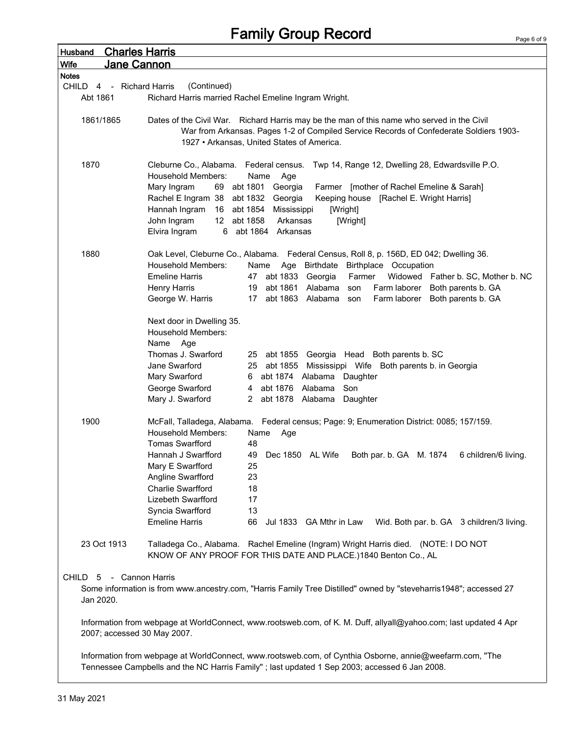# Family Group Record

**Husband** Charles Harris

**Wife** Jane Cannon

**Notes**

CHILD 4 - Richard Harris (Continued)

Abt 1861 — Richard Harris married Rachel Emeline Ingram Wright.

1861/1865 — Dates of the Civil War. Richard Harris may be the man of this name who served in the Civil War from Arkansas. Pages 1-2 of Compiled Service Records of Confederate Soldiers 1903-1927 • Arkansas, United States of America.

1870 — Cleburne Co., Alabama. Federal census. Twp 14, Range 12, Dwelling 28, Edwardsville P.O.

Household Members: Name Age

| Name | Age | Birth | Birthplace | Notes |
|---|---|---|---|---|
| Mary Ingram | 69 | abt 1801 | Georgia | Farmer [mother of Rachel Emeline & Sarah] |
| Rachel E Ingram | 38 | abt 1832 | Georgia | Keeping house [Rachel E. Wright Harris] |
| Hannah Ingram | 16 | abt 1854 | Mississippi | [Wright] |
| John Ingram | 12 | abt 1858 | Arkansas | [Wright] |
| Elvira Ingram | 6 | abt 1864 | Arkansas | |

1880 — Oak Level, Cleburne Co., Alabama. Federal Census, Roll 8, p. 156D, ED 042; Dwelling 36.

Household Members: Name Age Birthdate Birthplace Occupation

| Name | Age | Birthdate | Birthplace | Relation | Occupation | Notes |
|---|---|---|---|---|---|---|
| Emeline Harris | 47 | abt 1833 | Georgia | | Farmer | Widowed Father b. SC, Mother b. NC |
| Henry Harris | 19 | abt 1861 | Alabama | son | Farm laborer | Both parents b. GA |
| George W. Harris | 17 | abt 1863 | Alabama | son | Farm laborer | Both parents b. GA |

Next door in Dwelling 35.

Household Members:

Name Age

| Name | Age | Birthdate | Birthplace | Relation | Notes |
|---|---|---|---|---|---|
| Thomas J. Swarford | 25 | abt 1855 | Georgia | Head | Both parents b. SC |
| Jane Swarford | 25 | abt 1855 | Mississippi | Wife | Both parents b. in Georgia |
| Mary Swarford | 6 | abt 1874 | Alabama | Daughter | |
| George Swarford | 4 | abt 1876 | Alabama | Son | |
| Mary J. Swarford | 2 | abt 1878 | Alabama | Daughter | |

1900 — McFall, Talladega, Alabama. Federal census; Page: 9; Enumeration District: 0085; 157/159.

Household Members: Name Age

| Name | Age | Details |
|---|---|---|
| Tomas Swarfford | 48 | |
| Hannah J Swarfford | 49 | Dec 1850 AL Wife Both par. b. GA M. 1874 6 children/6 living. |
| Mary E Swarfford | 25 | |
| Angline Swarfford | 23 | |
| Charlie Swarfford | 18 | |
| Lizebeth Swarfford | 17 | |
| Syncia Swarfford | 13 | |
| Emeline Harris | 66 | Jul 1833 GA Mthr in Law Wid. Both par. b. GA 3 children/3 living. |

23 Oct 1913 — Talladega Co., Alabama. Rachel Emeline (Ingram) Wright Harris died. (NOTE: I DO NOT KNOW OF ANY PROOF FOR THIS DATE AND PLACE.)1840 Benton Co., AL

CHILD 5 - Cannon Harris

Some information is from www.ancestry.com, "Harris Family Tree Distilled" owned by "steveharris1948"; accessed 27 Jan 2020.

Information from webpage at WorldConnect, www.rootsweb.com, of K. M. Duff, allyall@yahoo.com; last updated 4 Apr 2007; accessed 30 May 2007.

Information from webpage at WorldConnect, www.rootsweb.com, of Cynthia Osborne, annie@weefarm.com, "The Tennessee Campbells and the NC Harris Family" ; last updated 1 Sep 2003; accessed 6 Jan 2008.

31 May 2021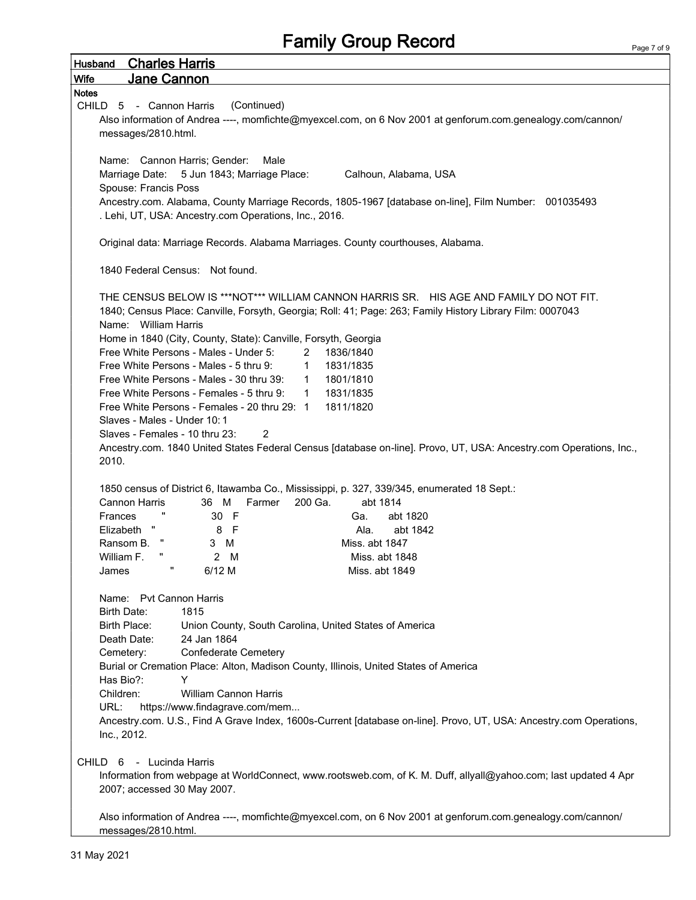# Family Group Record

**Husband** Charles Harris

**Wife** Jane Cannon

**Notes**

CHILD 5 - Cannon Harris (Continued)

Also information of Andrea ----, momfichte@myexcel.com, on 6 Nov 2001 at genforum.com.genealogy.com/cannon/messages/2810.html.

Name: Cannon Harris; Gender: Male
Marriage Date: 5 Jun 1843; Marriage Place: Calhoun, Alabama, USA
Spouse: Francis Poss
Ancestry.com. Alabama, County Marriage Records, 1805-1967 [database on-line], Film Number: 001035493. Lehi, UT, USA: Ancestry.com Operations, Inc., 2016.

Original data: Marriage Records. Alabama Marriages. County courthouses, Alabama.

1840 Federal Census: Not found.

THE CENSUS BELOW IS ***NOT*** WILLIAM CANNON HARRIS SR. HIS AGE AND FAMILY DO NOT FIT.
1840; Census Place: Canville, Forsyth, Georgia; Roll: 41; Page: 263; Family History Library Film: 0007043
Name: William Harris
Home in 1840 (City, County, State): Canville, Forsyth, Georgia

| | | |
|---|---|---|
| Free White Persons - Males - Under 5: | 2 | 1836/1840 |
| Free White Persons - Males - 5 thru 9: | 1 | 1831/1835 |
| Free White Persons - Males - 30 thru 39: | 1 | 1801/1810 |
| Free White Persons - Females - 5 thru 9: | 1 | 1831/1835 |
| Free White Persons - Females - 20 thru 29: | 1 | 1811/1820 |
| Slaves - Males - Under 10: | 1 | |
| Slaves - Females - 10 thru 23: | 2 | |

Ancestry.com. 1840 United States Federal Census [database on-line]. Provo, UT, USA: Ancestry.com Operations, Inc., 2010.

1850 census of District 6, Itawamba Co., Mississippi, p. 327, 339/345, enumerated 18 Sept.:

| | | | | | |
|---|---|---|---|---|---|
| Cannon Harris | 36 | M | Farmer | 200 Ga. | abt 1814 |
| Frances " | 30 | F | | Ga. | abt 1820 |
| Elizabeth " | 8 | F | | Ala. | abt 1842 |
| Ransom B. " | 3 | M | | Miss. | abt 1847 |
| William F. " | 2 | M | | Miss. | abt 1848 |
| James " | 6/12 | M | | Miss. | abt 1849 |

Name: Pvt Cannon Harris
Birth Date: 1815
Birth Place: Union County, South Carolina, United States of America
Death Date: 24 Jan 1864
Cemetery: Confederate Cemetery
Burial or Cremation Place: Alton, Madison County, Illinois, United States of America
Has Bio?: Y
Children: William Cannon Harris
URL: https://www.findagrave.com/mem...
Ancestry.com. U.S., Find A Grave Index, 1600s-Current [database on-line]. Provo, UT, USA: Ancestry.com Operations, Inc., 2012.

CHILD 6 - Lucinda Harris

Information from webpage at WorldConnect, www.rootsweb.com, of K. M. Duff, allyall@yahoo.com; last updated 4 Apr 2007; accessed 30 May 2007.

Also information of Andrea ----, momfichte@myexcel.com, on 6 Nov 2001 at genforum.com.genealogy.com/cannon/messages/2810.html.

31 May 2021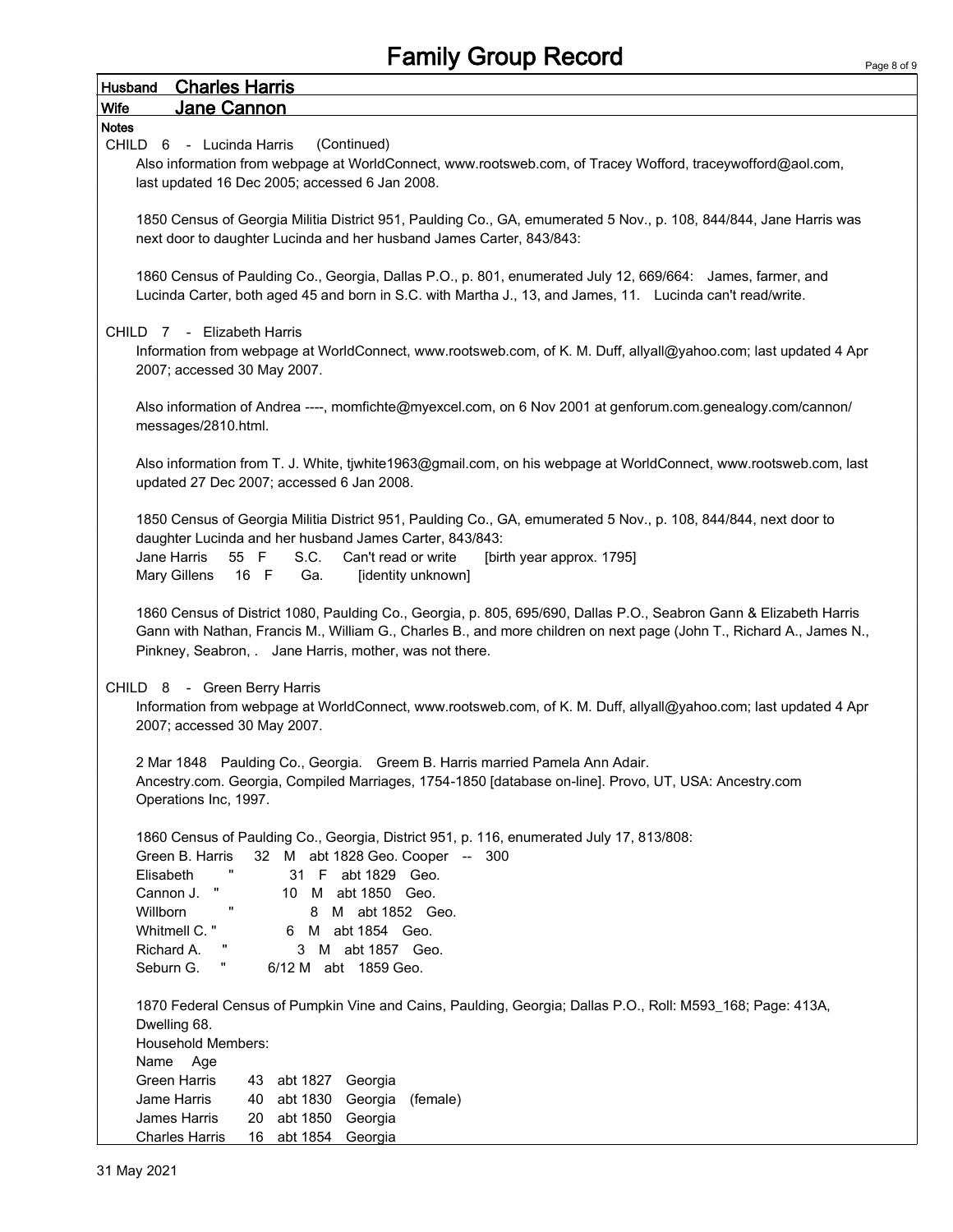# Family Group Record

**Husband** Charles Harris

**Wife** Jane Cannon

**Notes**

CHILD 6 - Lucinda Harris (Continued)

Also information from webpage at WorldConnect, www.rootsweb.com, of Tracey Wofford, traceywofford@aol.com, last updated 16 Dec 2005; accessed 6 Jan 2008.

1850 Census of Georgia Militia District 951, Paulding Co., GA, emumerated 5 Nov., p. 108, 844/844, Jane Harris was next door to daughter Lucinda and her husband James Carter, 843/843:

1860 Census of Paulding Co., Georgia, Dallas P.O., p. 801, enumerated July 12, 669/664: James, farmer, and Lucinda Carter, both aged 45 and born in S.C. with Martha J., 13, and James, 11. Lucinda can't read/write.

CHILD 7 - Elizabeth Harris

Information from webpage at WorldConnect, www.rootsweb.com, of K. M. Duff, allyall@yahoo.com; last updated 4 Apr 2007; accessed 30 May 2007.

Also information of Andrea ----, momfichte@myexcel.com, on 6 Nov 2001 at genforum.com.genealogy.com/cannon/messages/2810.html.

Also information from T. J. White, tjwhite1963@gmail.com, on his webpage at WorldConnect, www.rootsweb.com, last updated 27 Dec 2007; accessed 6 Jan 2008.

1850 Census of Georgia Militia District 951, Paulding Co., GA, emumerated 5 Nov., p. 108, 844/844, next door to daughter Lucinda and her husband James Carter, 843/843:

Jane Harris 55 F S.C. Can't read or write [birth year approx. 1795]
Mary Gillens 16 F Ga. [identity unknown]

1860 Census of District 1080, Paulding Co., Georgia, p. 805, 695/690, Dallas P.O., Seabron Gann & Elizabeth Harris Gann with Nathan, Francis M., William G., Charles B., and more children on next page (John T., Richard A., James N., Pinkney, Seabron, . Jane Harris, mother, was not there.

CHILD 8 - Green Berry Harris

Information from webpage at WorldConnect, www.rootsweb.com, of K. M. Duff, allyall@yahoo.com; last updated 4 Apr 2007; accessed 30 May 2007.

2 Mar 1848 Paulding Co., Georgia. Greem B. Harris married Pamela Ann Adair.
Ancestry.com. Georgia, Compiled Marriages, 1754-1850 [database on-line]. Provo, UT, USA: Ancestry.com Operations Inc, 1997.

1860 Census of Paulding Co., Georgia, District 951, p. 116, enumerated July 17, 813/808:

Green B. Harris 32 M abt 1828 Geo. Cooper -- 300
Elisabeth " 31 F abt 1829 Geo.
Cannon J. " 10 M abt 1850 Geo.
Willborn " 8 M abt 1852 Geo.
Whitmell C. " 6 M abt 1854 Geo.
Richard A. " 3 M abt 1857 Geo.
Seburn G. " 6/12 M abt 1859 Geo.

1870 Federal Census of Pumpkin Vine and Cains, Paulding, Georgia; Dallas P.O., Roll: M593_168; Page: 413A, Dwelling 68.

Household Members:

Name Age
Green Harris 43 abt 1827 Georgia
Jame Harris 40 abt 1830 Georgia (female)
James Harris 20 abt 1850 Georgia
Charles Harris 16 abt 1854 Georgia

31 May 2021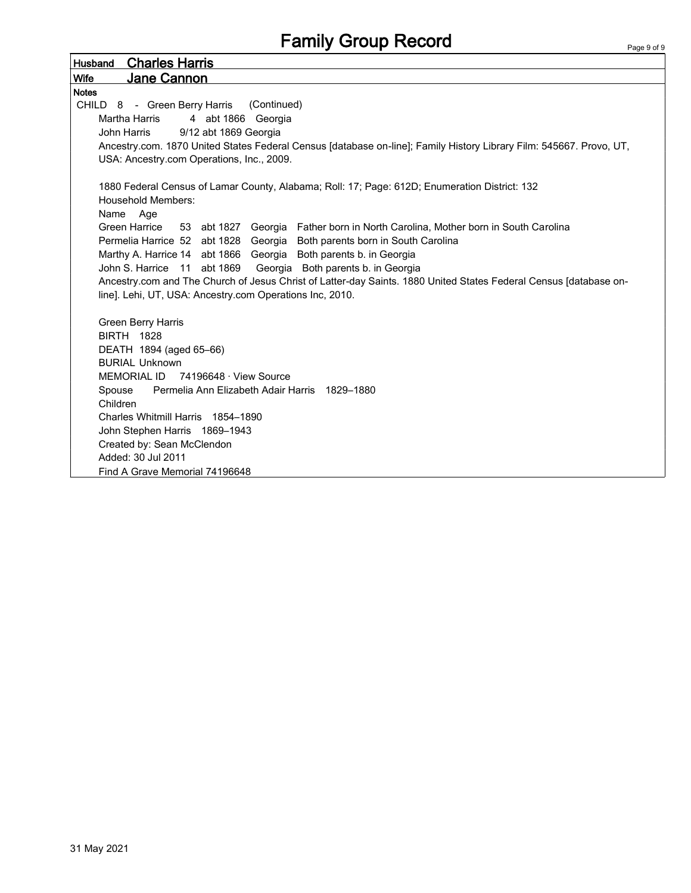# Family Group Record

**Husband** Charles Harris

**Wife** Jane Cannon

**Notes**

CHILD 8 - Green Berry Harris (Continued)

Martha Harris 4 abt 1866 Georgia

John Harris 9/12 abt 1869 Georgia

Ancestry.com. 1870 United States Federal Census [database on-line]; Family History Library Film: 545667. Provo, UT, USA: Ancestry.com Operations, Inc., 2009.

1880 Federal Census of Lamar County, Alabama; Roll: 17; Page: 612D; Enumeration District: 132

Household Members:

Name Age

Green Harrice 53 abt 1827 Georgia Father born in North Carolina, Mother born in South Carolina

Permelia Harrice 52 abt 1828 Georgia Both parents born in South Carolina

Marthy A. Harrice 14 abt 1866 Georgia Both parents b. in Georgia

John S. Harrice 11 abt 1869 Georgia Both parents b. in Georgia

Ancestry.com and The Church of Jesus Christ of Latter-day Saints. 1880 United States Federal Census [database on-line]. Lehi, UT, USA: Ancestry.com Operations Inc, 2010.

Green Berry Harris

BIRTH 1828

DEATH 1894 (aged 65–66)

BURIAL Unknown

MEMORIAL ID 74196648 · View Source

Spouse Permelia Ann Elizabeth Adair Harris 1829–1880

Children

Charles Whitmill Harris 1854–1890

John Stephen Harris 1869–1943

Created by: Sean McClendon

Added: 30 Jul 2011

Find A Grave Memorial 74196648